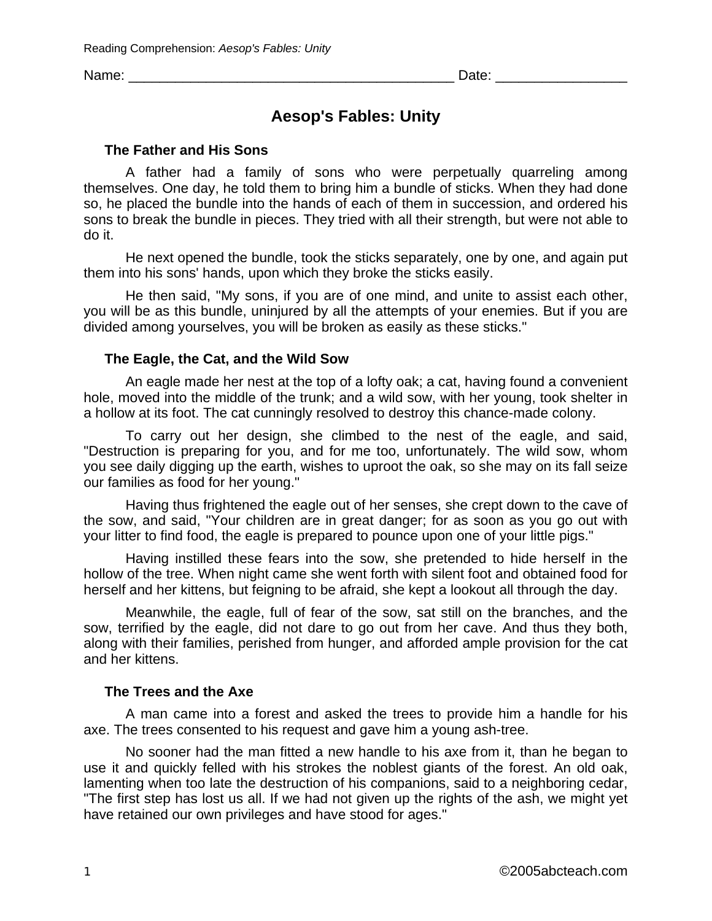Name: ___________________________________________ Date: _________________

# Aesop's Fables: Unity

### The Father and His Sons

A father had a family of sons who were perpetually quarreling among themselves. One day, he told them to bring him a bundle of sticks. When they had done so, he placed the bundle into the hands of each of them in succession, and ordered his sons to break the bundle in pieces. They tried with all their strength, but were not able to do it.

He next opened the bundle, took the sticks separately, one by one, and again put them into his sons' hands, upon which they broke the sticks easily.

He then said, "My sons, if you are of one mind, and unite to assist each other, you will be as this bundle, uninjured by all the attempts of your enemies. But if you are divided among yourselves, you will be broken as easily as these sticks."

### The Eagle, the Cat, and the Wild Sow

An eagle made her nest at the top of a lofty oak; a cat, having found a convenient hole, moved into the middle of the trunk; and a wild sow, with her young, took shelter in a hollow at its foot. The cat cunningly resolved to destroy this chance-made colony.

To carry out her design, she climbed to the nest of the eagle, and said, "Destruction is preparing for you, and for me too, unfortunately. The wild sow, whom you see daily digging up the earth, wishes to uproot the oak, so she may on its fall seize our families as food for her young."

Having thus frightened the eagle out of her senses, she crept down to the cave of the sow, and said, "Your children are in great danger; for as soon as you go out with your litter to find food, the eagle is prepared to pounce upon one of your little pigs."

Having instilled these fears into the sow, she pretended to hide herself in the hollow of the tree. When night came she went forth with silent foot and obtained food for herself and her kittens, but feigning to be afraid, she kept a lookout all through the day.

Meanwhile, the eagle, full of fear of the sow, sat still on the branches, and the sow, terrified by the eagle, did not dare to go out from her cave. And thus they both, along with their families, perished from hunger, and afforded ample provision for the cat and her kittens.

### The Trees and the Axe

A man came into a forest and asked the trees to provide him a handle for his axe. The trees consented to his request and gave him a young ash-tree.

No sooner had the man fitted a new handle to his axe from it, than he began to use it and quickly felled with his strokes the noblest giants of the forest. An old oak, lamenting when too late the destruction of his companions, said to a neighboring cedar, "The first step has lost us all. If we had not given up the rights of the ash, we might yet have retained our own privileges and have stood for ages."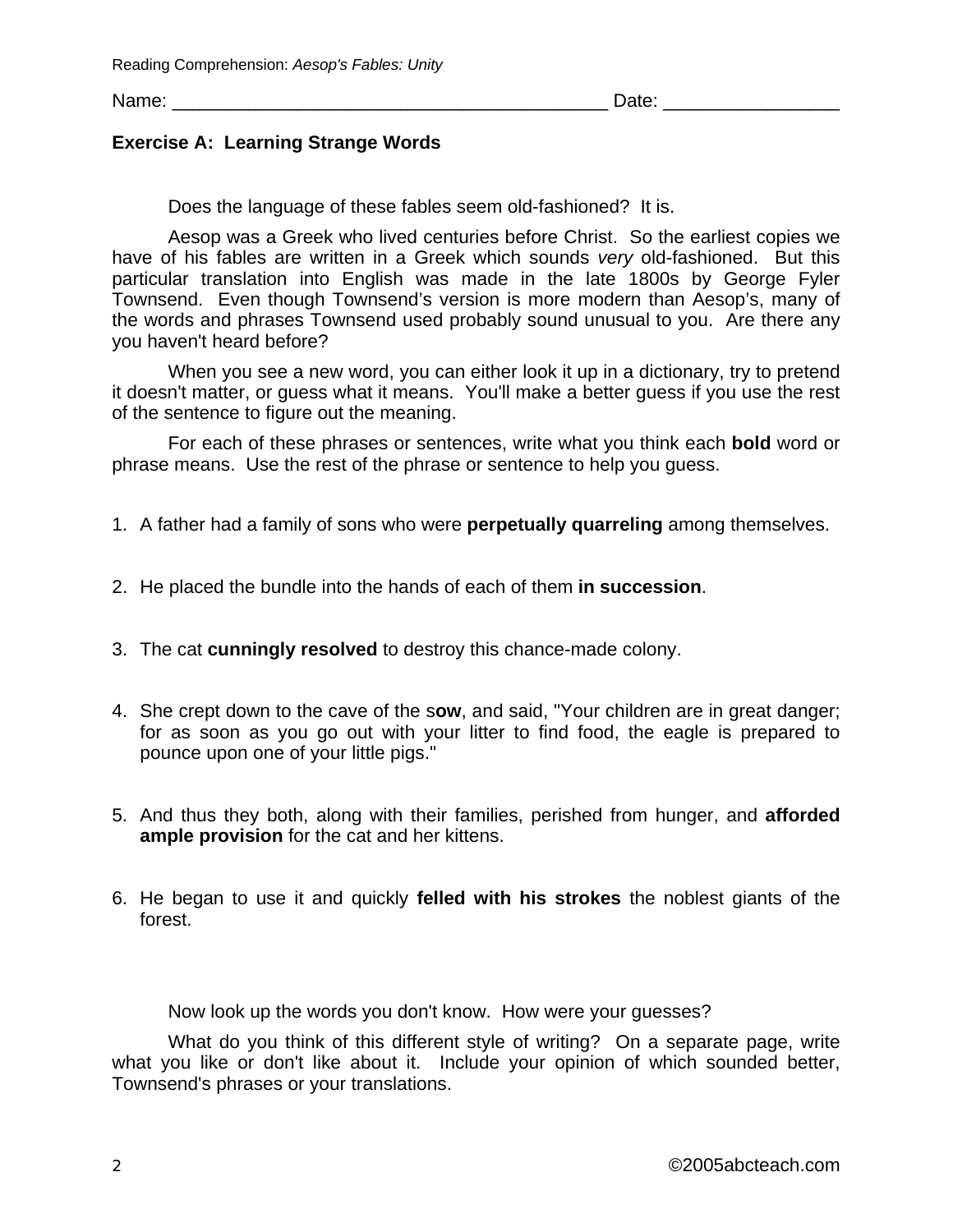Name: ________________________________________ Date: ________________

**Exercise A: Learning Strange Words**

Does the language of these fables seem old-fashioned? It is.

Aesop was a Greek who lived centuries before Christ. So the earliest copies we have of his fables are written in a Greek which sounds *very* old-fashioned. But this particular translation into English was made in the late 1800s by George Fyler Townsend. Even though Townsend's version is more modern than Aesop's, many of the words and phrases Townsend used probably sound unusual to you. Are there any you haven't heard before?

When you see a new word, you can either look it up in a dictionary, try to pretend it doesn't matter, or guess what it means. You'll make a better guess if you use the rest of the sentence to figure out the meaning.

For each of these phrases or sentences, write what you think each **bold** word or phrase means. Use the rest of the phrase or sentence to help you guess.

1. A father had a family of sons who were **perpetually quarreling** among themselves.

2. He placed the bundle into the hands of each of them **in succession**.

3. The cat **cunningly resolved** to destroy this chance-made colony.

4. She crept down to the cave of the s**ow**, and said, "Your children are in great danger; for as soon as you go out with your litter to find food, the eagle is prepared to pounce upon one of your little pigs."

5. And thus they both, along with their families, perished from hunger, and **afforded ample provision** for the cat and her kittens.

6. He began to use it and quickly **felled with his strokes** the noblest giants of the forest.

Now look up the words you don't know. How were your guesses?

What do you think of this different style of writing? On a separate page, write what you like or don't like about it. Include your opinion of which sounded better, Townsend's phrases or your translations.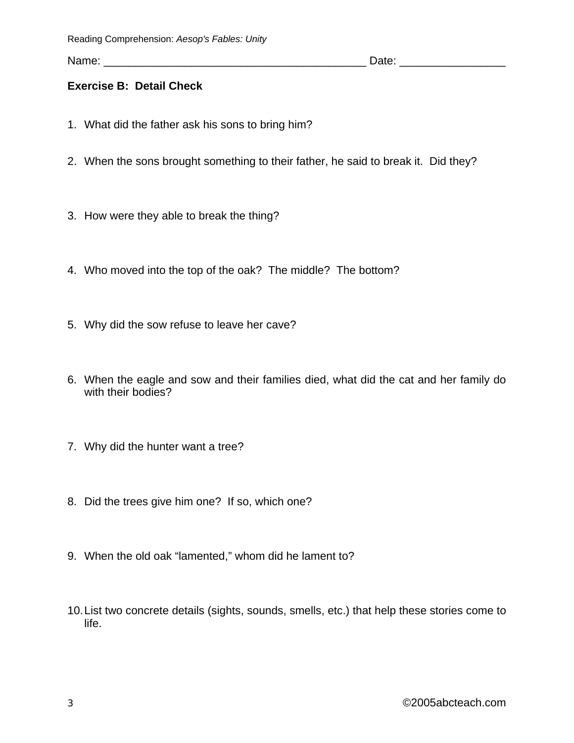Reading Comprehension: *Aesop's Fables: Unity*

Name: _________________________________________ Date: ________________

**Exercise B: Detail Check**

1. What did the father ask his sons to bring him?

2. When the sons brought something to their father, he said to break it. Did they?

3. How were they able to break the thing?

4. Who moved into the top of the oak? The middle? The bottom?

5. Why did the sow refuse to leave her cave?

6. When the eagle and sow and their families died, what did the cat and her family do with their bodies?

7. Why did the hunter want a tree?

8. Did the trees give him one? If so, which one?

9. When the old oak "lamented," whom did he lament to?

10. List two concrete details (sights, sounds, smells, etc.) that help these stories come to life.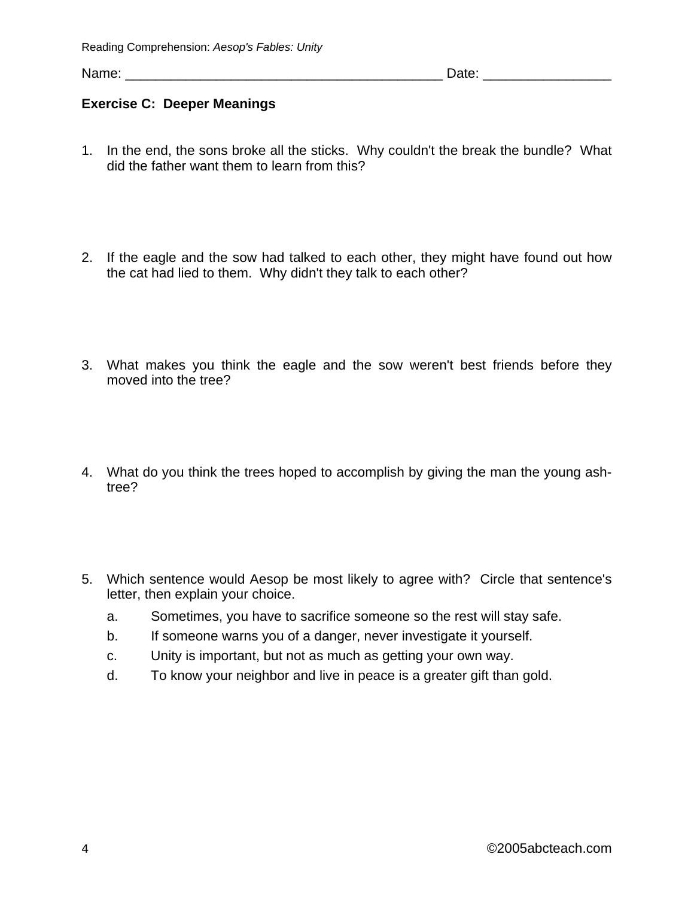Reading Comprehension: *Aesop's Fables: Unity*

Name: ___________________________________________ Date: _________________

**Exercise C: Deeper Meanings**

1. In the end, the sons broke all the sticks. Why couldn't the break the bundle? What did the father want them to learn from this?

2. If the eagle and the sow had talked to each other, they might have found out how the cat had lied to them. Why didn't they talk to each other?

3. What makes you think the eagle and the sow weren't best friends before they moved into the tree?

4. What do you think the trees hoped to accomplish by giving the man the young ash-tree?

5. Which sentence would Aesop be most likely to agree with? Circle that sentence's letter, then explain your choice.

   a. Sometimes, you have to sacrifice someone so the rest will stay safe.

   b. If someone warns you of a danger, never investigate it yourself.

   c. Unity is important, but not as much as getting your own way.

   d. To know your neighbor and live in peace is a greater gift than gold.

©2005abcteach.com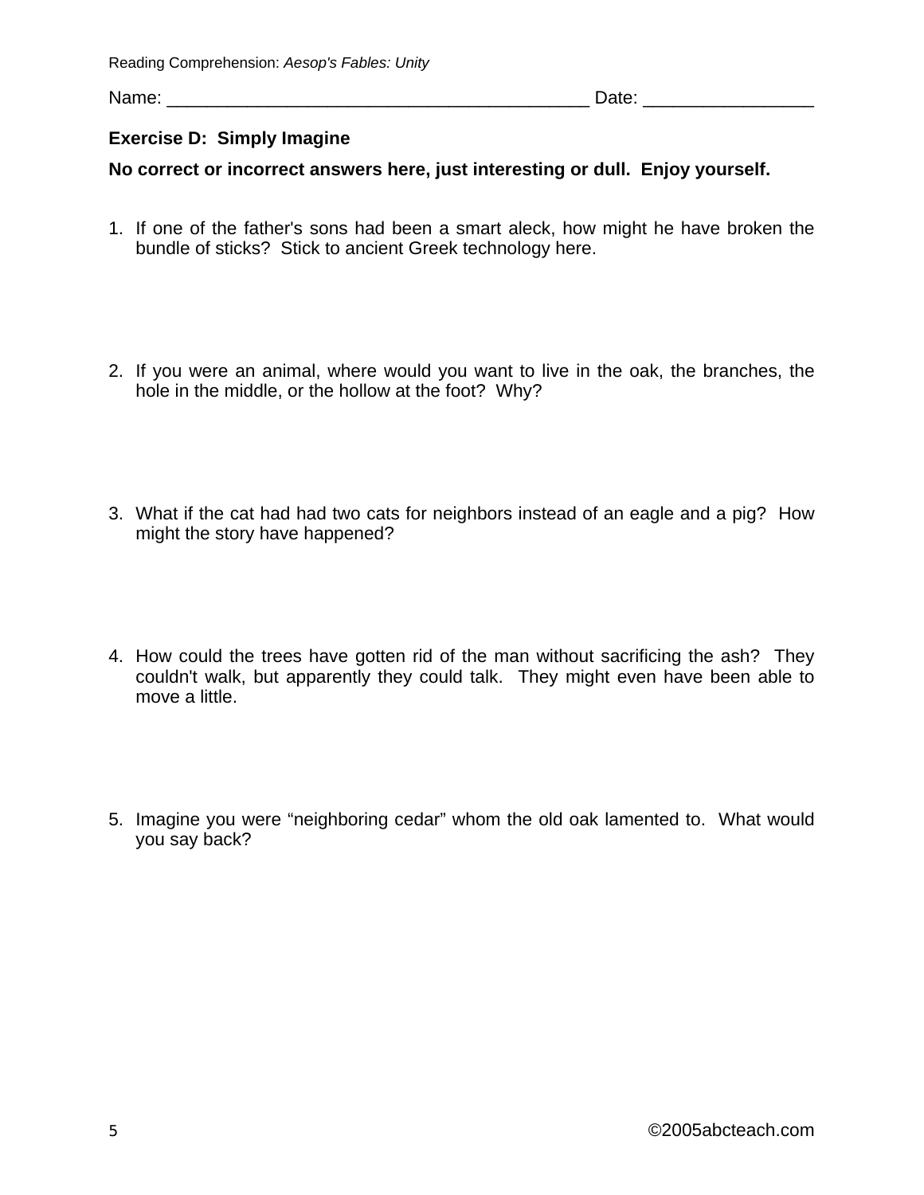Reading Comprehension: *Aesop's Fables: Unity*

Name: __________________________________________ Date: ________________

**Exercise D: Simply Imagine**

**No correct or incorrect answers here, just interesting or dull. Enjoy yourself.**

1. If one of the father's sons had been a smart aleck, how might he have broken the bundle of sticks? Stick to ancient Greek technology here.

2. If you were an animal, where would you want to live in the oak, the branches, the hole in the middle, or the hollow at the foot? Why?

3. What if the cat had had two cats for neighbors instead of an eagle and a pig? How might the story have happened?

4. How could the trees have gotten rid of the man without sacrificing the ash? They couldn't walk, but apparently they could talk. They might even have been able to move a little.

5. Imagine you were "neighboring cedar" whom the old oak lamented to. What would you say back?

©2005abcteach.com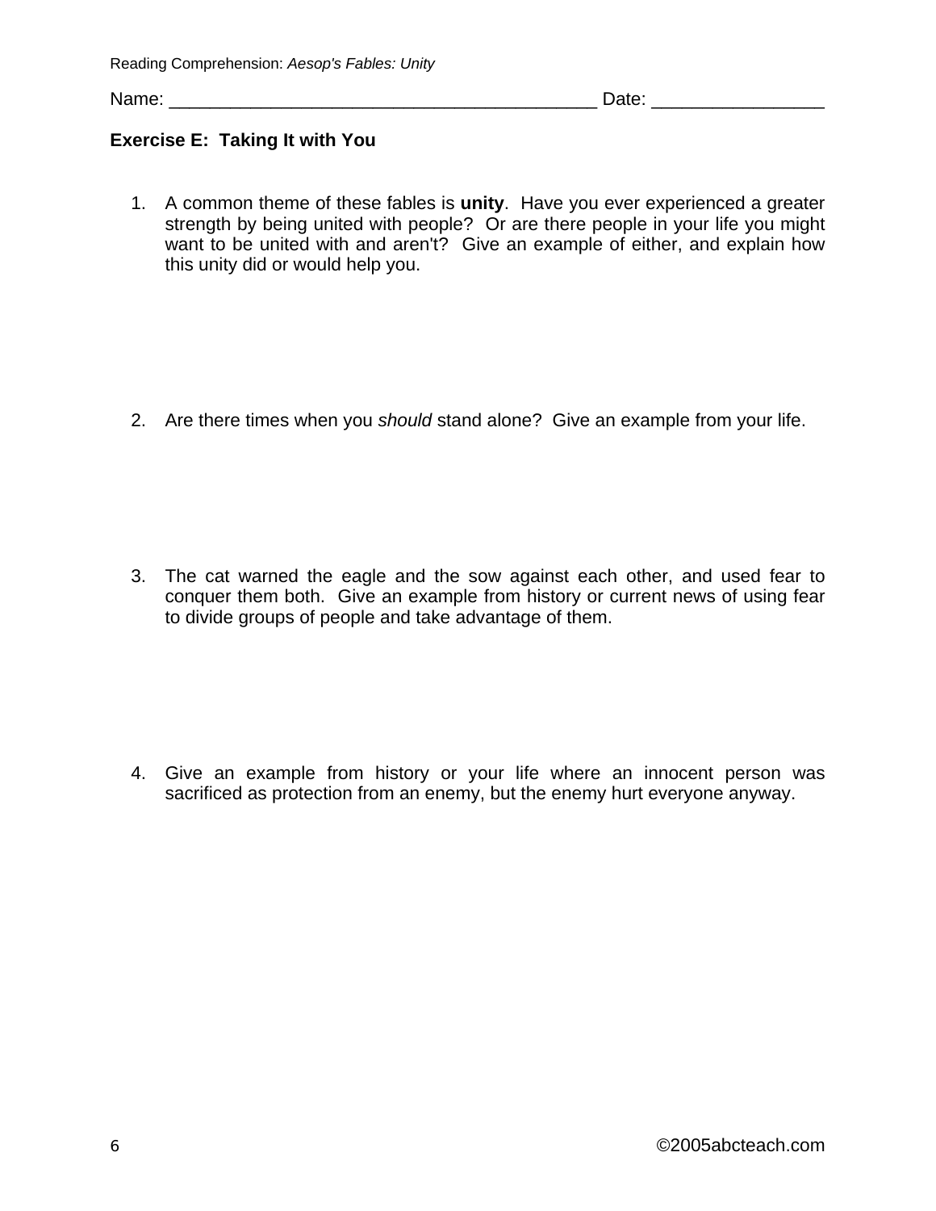Name: __________________________________________ Date: _________________

**Exercise E: Taking It with You**

1. A common theme of these fables is **unity**. Have you ever experienced a greater strength by being united with people? Or are there people in your life you might want to be united with and aren't? Give an example of either, and explain how this unity did or would help you.

2. Are there times when you *should* stand alone? Give an example from your life.

3. The cat warned the eagle and the sow against each other, and used fear to conquer them both. Give an example from history or current news of using fear to divide groups of people and take advantage of them.

4. Give an example from history or your life where an innocent person was sacrificed as protection from an enemy, but the enemy hurt everyone anyway.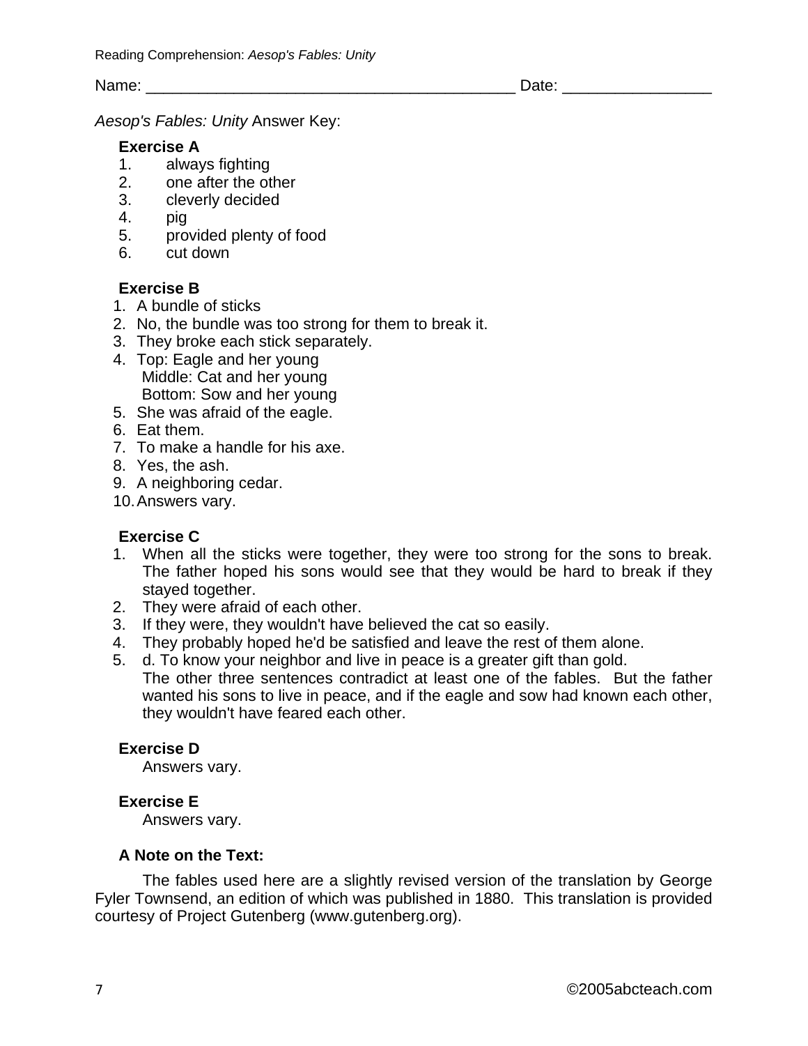Name: __________________________________________ Date: _________________

*Aesop's Fables: Unity* Answer Key:

**Exercise A**

1. always fighting
2. one after the other
3. cleverly decided
4. pig
5. provided plenty of food
6. cut down

**Exercise B**

1. A bundle of sticks
2. No, the bundle was too strong for them to break it.
3. They broke each stick separately.
4. Top: Eagle and her young
   Middle: Cat and her young
   Bottom: Sow and her young
5. She was afraid of the eagle.
6. Eat them.
7. To make a handle for his axe.
8. Yes, the ash.
9. A neighboring cedar.
10. Answers vary.

**Exercise C**

1. When all the sticks were together, they were too strong for the sons to break. The father hoped his sons would see that they would be hard to break if they stayed together.
2. They were afraid of each other.
3. If they were, they wouldn't have believed the cat so easily.
4. They probably hoped he'd be satisfied and leave the rest of them alone.
5. d. To know your neighbor and live in peace is a greater gift than gold.
   The other three sentences contradict at least one of the fables. But the father wanted his sons to live in peace, and if the eagle and sow had known each other, they wouldn't have feared each other.

**Exercise D**

Answers vary.

**Exercise E**

Answers vary.

**A Note on the Text:**

The fables used here are a slightly revised version of the translation by George Fyler Townsend, an edition of which was published in 1880. This translation is provided courtesy of Project Gutenberg (www.gutenberg.org).